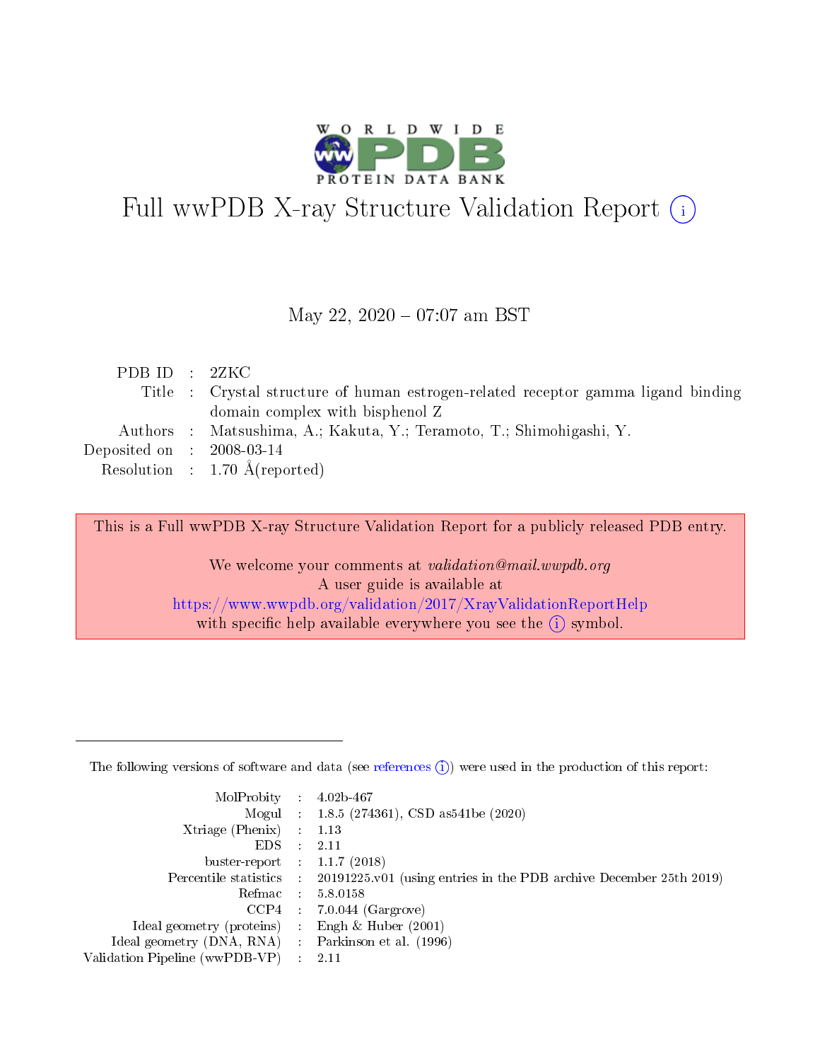# Full wwPDB X-ray Structure Validation Report (i)

May 22, 2020 – 07:07 am BST

| | | |
|---|---|---|
| PDB ID | : | 2ZKC |
| Title | : | Crystal structure of human estrogen-related receptor gamma ligand binding domain complex with bisphenol Z |
| Authors | : | Matsushima, A.; Kakuta, Y.; Teramoto, T.; Shimohigashi, Y. |
| Deposited on | : | 2008-03-14 |
| Resolution | : | 1.70 Å(reported) |

This is a Full wwPDB X-ray Structure Validation Report for a publicly released PDB entry.

We welcome your comments at *validation@mail.wwpdb.org*
A user guide is available at
https://www.wwpdb.org/validation/2017/XrayValidationReportHelp
with specific help available everywhere you see the (i) symbol.

The following versions of software and data (see references (i)) were used in the production of this report:

| | | |
|---|---|---|
| MolProbity | : | 4.02b-467 |
| Mogul | : | 1.8.5 (274361), CSD as541be (2020) |
| Xtriage (Phenix) | : | 1.13 |
| EDS | : | 2.11 |
| buster-report | : | 1.1.7 (2018) |
| Percentile statistics | : | 20191225.v01 (using entries in the PDB archive December 25th 2019) |
| Refmac | : | 5.8.0158 |
| CCP4 | : | 7.0.044 (Gargrove) |
| Ideal geometry (proteins) | : | Engh & Huber (2001) |
| Ideal geometry (DNA, RNA) | : | Parkinson et al. (1996) |
| Validation Pipeline (wwPDB-VP) | : | 2.11 |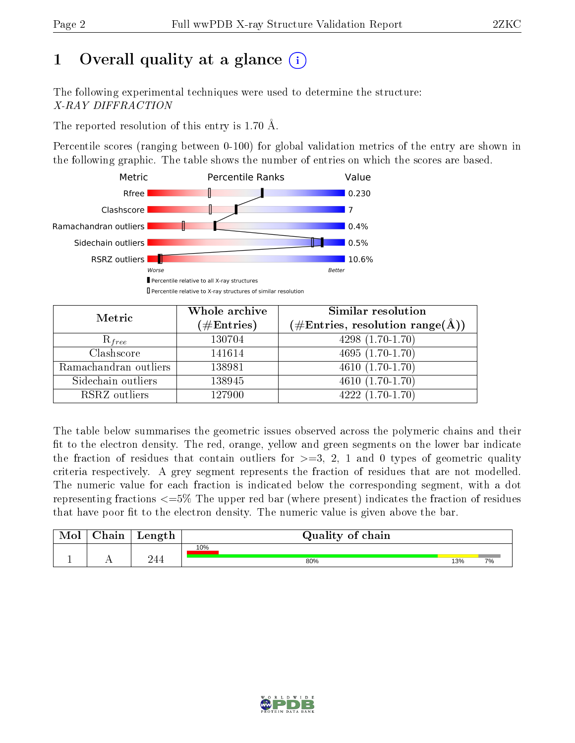# 1 Overall quality at a glance

The following experimental techniques were used to determine the structure:
*X-RAY DIFFRACTION*

The reported resolution of this entry is 1.70 Å.

Percentile scores (ranging between 0-100) for global validation metrics of the entry are shown in the following graphic. The table shows the number of entries on which the scores are based.

| Metric | Value |
|---|---|
| Rfree | 0.230 |
| Clashscore | 7 |
| Ramachandran outliers | 0.4% |
| Sidechain outliers | 0.5% |
| RSRZ outliers | 10.6% |

Worse — Better

▮ Percentile relative to all X-ray structures
▯ Percentile relative to X-ray structures of similar resolution

| Metric | Whole archive (#Entries) | Similar resolution (#Entries, resolution range(Å)) |
|---|---|---|
| $R_{free}$ | 130704 | 4298 (1.70-1.70) |
| Clashscore | 141614 | 4695 (1.70-1.70) |
| Ramachandran outliers | 138981 | 4610 (1.70-1.70) |
| Sidechain outliers | 138945 | 4610 (1.70-1.70) |
| RSRZ outliers | 127900 | 4222 (1.70-1.70) |

The table below summarises the geometric issues observed across the polymeric chains and their fit to the electron density. The red, orange, yellow and green segments on the lower bar indicate the fraction of residues that contain outliers for >=3, 2, 1 and 0 types of geometric quality criteria respectively. A grey segment represents the fraction of residues that are not modelled. The numeric value for each fraction is indicated below the corresponding segment, with a dot representing fractions <=5% The upper red bar (where present) indicates the fraction of residues that have poor fit to the electron density. The numeric value is given above the bar.

| Mol | Chain | Length | Quality of chain |
|---|---|---|---|
| 1 | A | 244 | 10% (poor fit); 80% / 13% / 7% |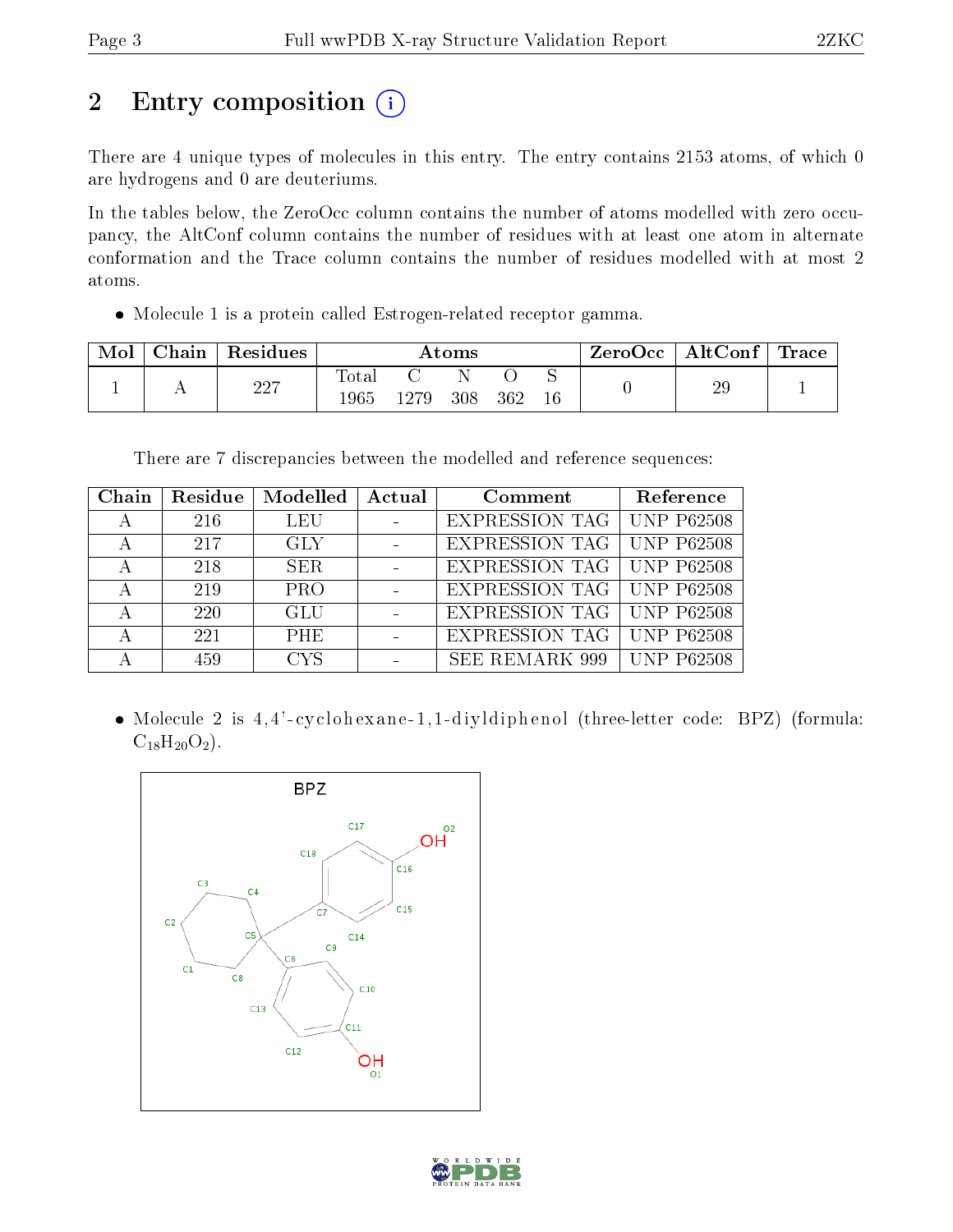# 2 Entry composition

There are 4 unique types of molecules in this entry. The entry contains 2153 atoms, of which 0 are hydrogens and 0 are deuteriums.

In the tables below, the ZeroOcc column contains the number of atoms modelled with zero occupancy, the AltConf column contains the number of residues with at least one atom in alternate conformation and the Trace column contains the number of residues modelled with at most 2 atoms.

- Molecule 1 is a protein called Estrogen-related receptor gamma.

| Mol | Chain | Residues | Atoms | | | | | ZeroOcc | AltConf | Trace |
|---|---|---|---|---|---|---|---|---|---|---|
| 1 | A | 227 | Total 1965 | C 1279 | N 308 | O 362 | S 16 | 0 | 29 | 1 |

There are 7 discrepancies between the modelled and reference sequences:

| Chain | Residue | Modelled | Actual | Comment | Reference |
|---|---|---|---|---|---|
| A | 216 | LEU | - | EXPRESSION TAG | UNP P62508 |
| A | 217 | GLY | - | EXPRESSION TAG | UNP P62508 |
| A | 218 | SER | - | EXPRESSION TAG | UNP P62508 |
| A | 219 | PRO | - | EXPRESSION TAG | UNP P62508 |
| A | 220 | GLU | - | EXPRESSION TAG | UNP P62508 |
| A | 221 | PHE | - | EXPRESSION TAG | UNP P62508 |
| A | 459 | CYS | - | SEE REMARK 999 | UNP P62508 |

- Molecule 2 is 4,4'-cyclohexane-1,1-diyldiphenol (three-letter code: BPZ) (formula: $C_{18}H_{20}O_2$).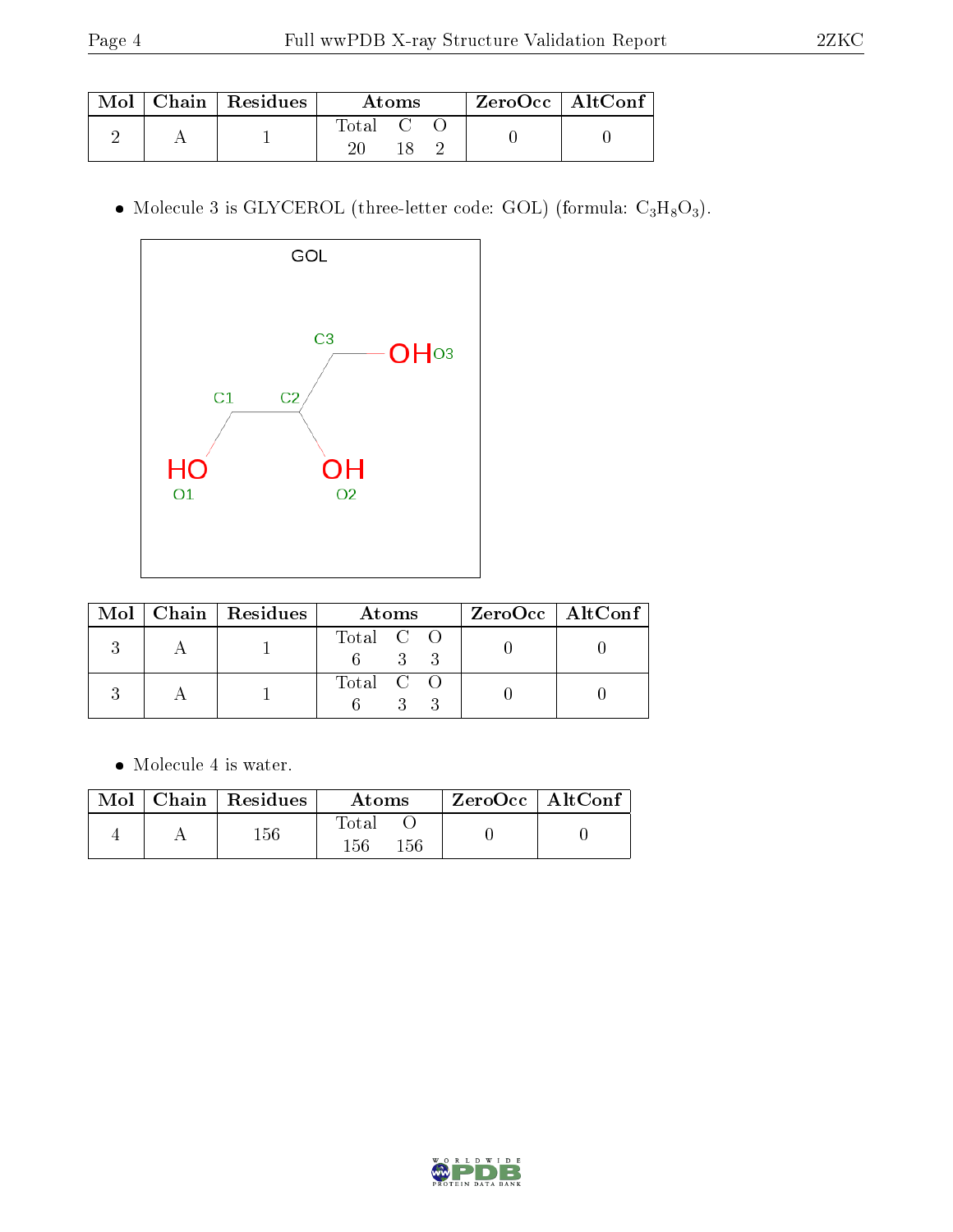| Mol | Chain | Residues | Atoms | | | ZeroOcc | AltConf |
|---|---|---|---|---|---|---|---|
| | | | Total | C | O | | |
| 2 | A | 1 | 20 | 18 | 2 | 0 | 0 |

- Molecule 3 is GLYCEROL (three-letter code: GOL) (formula: $C_3H_8O_3$).

| Mol | Chain | Residues | Atoms | | | ZeroOcc | AltConf |
|---|---|---|---|---|---|---|---|
| | | | Total | C | O | | |
| 3 | A | 1 | 6 | 3 | 3 | 0 | 0 |
| 3 | A | 1 | 6 | 3 | 3 | 0 | 0 |

- Molecule 4 is water.

| Mol | Chain | Residues | Atoms | | ZeroOcc | AltConf |
|---|---|---|---|---|---|---|
| | | | Total | O | | |
| 4 | A | 156 | 156 | 156 | 0 | 0 |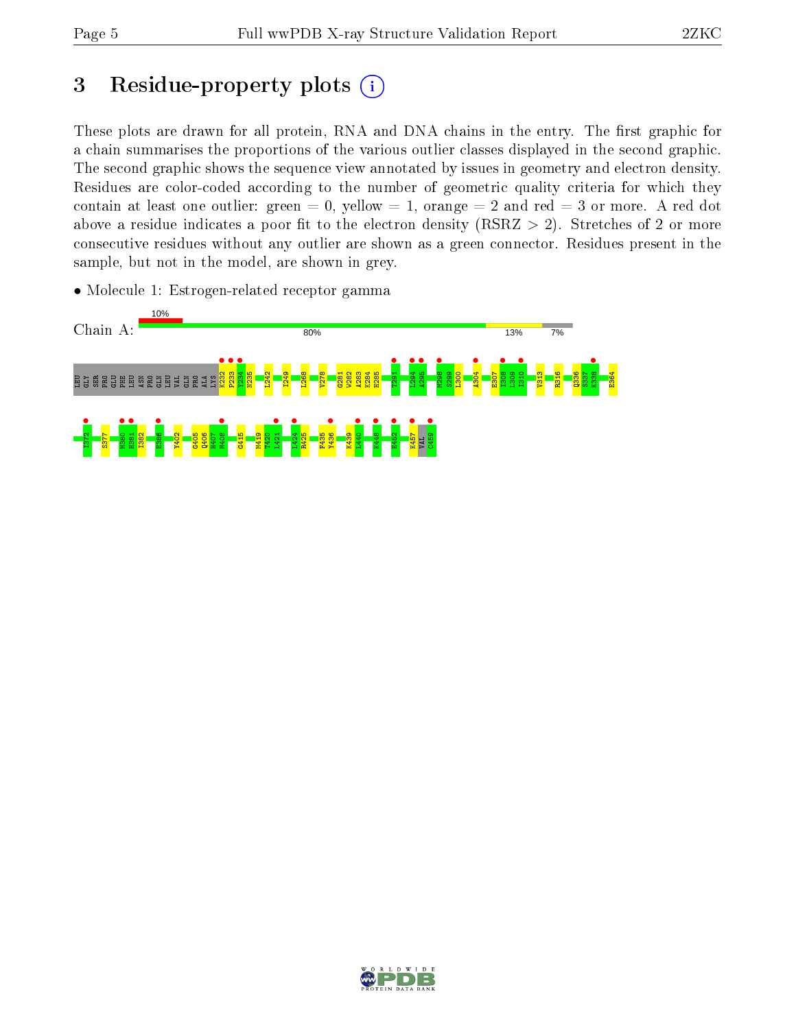# 3 Residue-property plots

These plots are drawn for all protein, RNA and DNA chains in the entry. The first graphic for a chain summarises the proportions of the various outlier classes displayed in the second graphic. The second graphic shows the sequence view annotated by issues in geometry and electron density. Residues are color-coded according to the number of geometric quality criteria for which they contain at least one outlier: green = 0, yellow = 1, orange = 2 and red = 3 or more. A red dot above a residue indicates a poor fit to the electron density (RSRZ > 2). Stretches of 2 or more consecutive residues without any outlier are shown as a green connector. Residues present in the sample, but not in the model, are shown in grey.

- Molecule 1: Estrogen-related receptor gamma

Chain A: 10% | 80% | 13% | 7%

LEU GLY SER PRO GLU PHE LEU ASN PRO GLN LEU VAL GLN PRO ALA LYS K232 P233 Y234 N235 L242 I249 L268 V278 G281 W282 A283 K284 H285 T291 L294 A295 M298 S299 L300 A304 E307 I308 L309 I310 V313 R316 Q336 S337 K338 E364

I372 S377 N380 H381 I382 E386 Y402 G405 Q406 H407 M408 G415 M419 T420 L421 L424 R425 F435 Y436 K439 L440 K448 E452 K457 VAL C459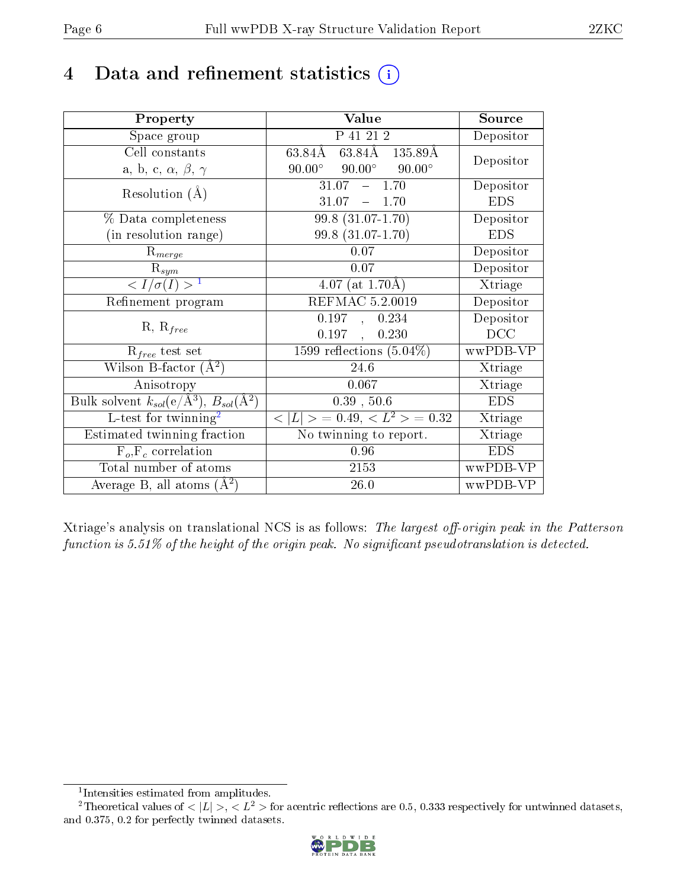# 4 Data and refinement statistics (i)

| Property | Value | Source |
|---|---|---|
| Space group | P 41 21 2 | Depositor |
| Cell constants<br>a, b, c, $\alpha$, $\beta$, $\gamma$ | 63.84Å 63.84Å 135.89Å<br>90.00° 90.00° 90.00° | Depositor |
| Resolution (Å) | 31.07 – 1.70<br>31.07 – 1.70 | Depositor<br>EDS |
| % Data completeness<br>(in resolution range) | 99.8 (31.07-1.70)<br>99.8 (31.07-1.70) | Depositor<br>EDS |
| $R_{merge}$ | 0.07 | Depositor |
| $R_{sym}$ | 0.07 | Depositor |
| $< I/\sigma(I) >$ [1] | 4.07 (at 1.70Å) | Xtriage |
| Refinement program | REFMAC 5.2.0019 | Depositor |
| R, $R_{free}$ | 0.197 , 0.234<br>0.197 , 0.230 | Depositor<br>DCC |
| $R_{free}$ test set | 1599 reflections (5.04%) | wwPDB-VP |
| Wilson B-factor (Å$^2$) | 24.6 | Xtriage |
| Anisotropy | 0.067 | Xtriage |
| Bulk solvent $k_{sol}$(e/Å$^3$), $B_{sol}$(Å$^2$) | 0.39 , 50.6 | EDS |
| L-test for twinning[2] | $< \|L\| >$ = 0.49, $< L^2 >$ = 0.32 | Xtriage |
| Estimated twinning fraction | No twinning to report. | Xtriage |
| $F_o$,$F_c$ correlation | 0.96 | EDS |
| Total number of atoms | 2153 | wwPDB-VP |
| Average B, all atoms (Å$^2$) | 26.0 | wwPDB-VP |

Xtriage's analysis on translational NCS is as follows: *The largest off-origin peak in the Patterson function is 5.51% of the height of the origin peak. No significant pseudotranslation is detected.*

[1] Intensities estimated from amplitudes.

[2] Theoretical values of $< |L| >$, $< L^2 >$ for acentric reflections are 0.5, 0.333 respectively for untwinned datasets, and 0.375, 0.2 for perfectly twinned datasets.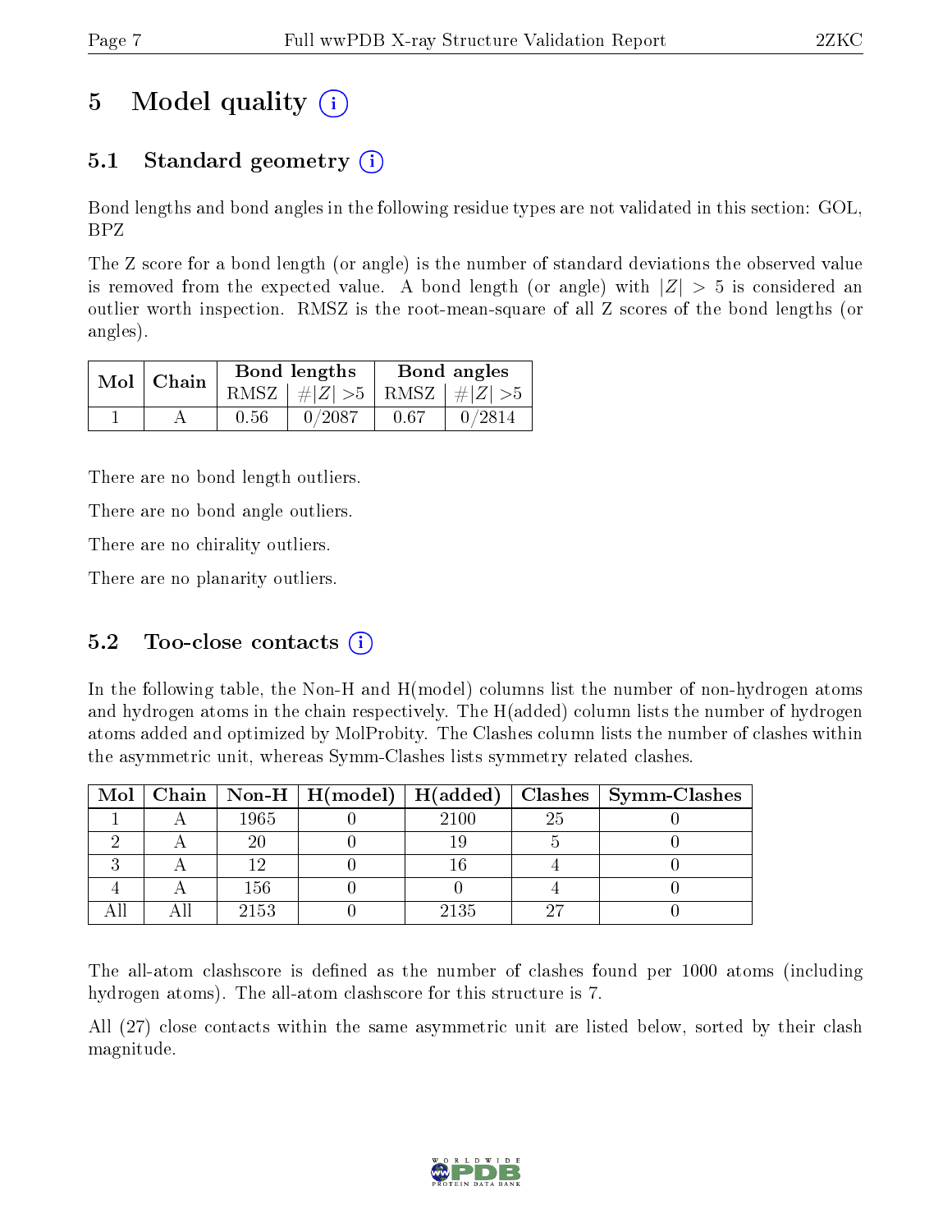# 5 Model quality

## 5.1 Standard geometry

Bond lengths and bond angles in the following residue types are not validated in this section: GOL, BPZ

The Z score for a bond length (or angle) is the number of standard deviations the observed value is removed from the expected value. A bond length (or angle) with $|Z| > 5$ is considered an outlier worth inspection. RMSZ is the root-mean-square of all Z scores of the bond lengths (or angles).

| Mol | Chain | Bond lengths | | Bond angles | |
|---|---|---|---|---|---|
| | | RMSZ | $\#\|Z\| > 5$ | RMSZ | $\#\|Z\| > 5$ |
| 1 | A | 0.56 | 0/2087 | 0.67 | 0/2814 |

There are no bond length outliers.

There are no bond angle outliers.

There are no chirality outliers.

There are no planarity outliers.

## 5.2 Too-close contacts

In the following table, the Non-H and H(model) columns list the number of non-hydrogen atoms and hydrogen atoms in the chain respectively. The H(added) column lists the number of hydrogen atoms added and optimized by MolProbity. The Clashes column lists the number of clashes within the asymmetric unit, whereas Symm-Clashes lists symmetry related clashes.

| Mol | Chain | Non-H | H(model) | H(added) | Clashes | Symm-Clashes |
|---|---|---|---|---|---|---|
| 1 | A | 1965 | 0 | 2100 | 25 | 0 |
| 2 | A | 20 | 0 | 19 | 5 | 0 |
| 3 | A | 12 | 0 | 16 | 4 | 0 |
| 4 | A | 156 | 0 | 0 | 4 | 0 |
| All | All | 2153 | 0 | 2135 | 27 | 0 |

The all-atom clashscore is defined as the number of clashes found per 1000 atoms (including hydrogen atoms). The all-atom clashscore for this structure is 7.

All (27) close contacts within the same asymmetric unit are listed below, sorted by their clash magnitude.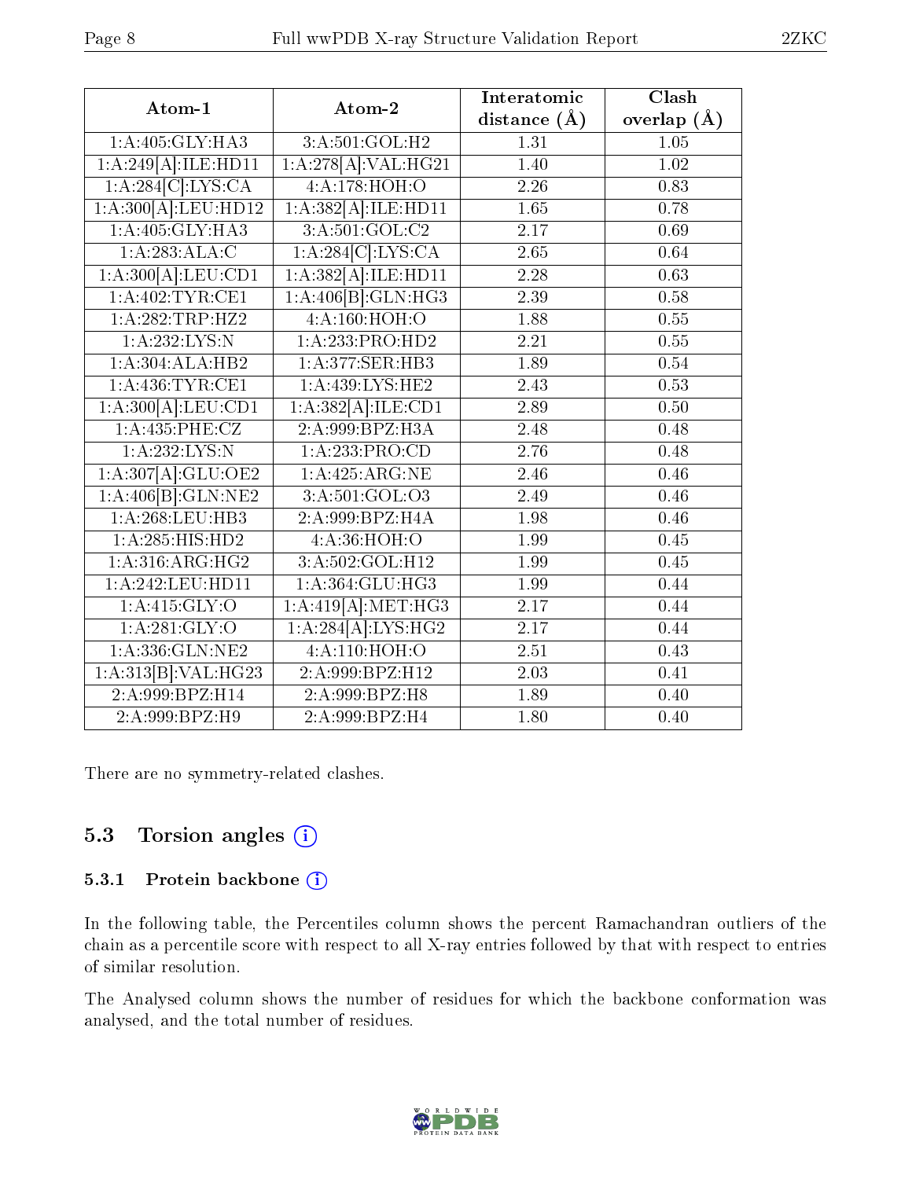| Atom-1 | Atom-2 | Interatomic distance (Å) | Clash overlap (Å) |
|---|---|---|---|
| 1:A:405:GLY:HA3 | 3:A:501:GOL:H2 | 1.31 | 1.05 |
| 1:A:249[A]:ILE:HD11 | 1:A:278[A]:VAL:HG21 | 1.40 | 1.02 |
| 1:A:284[C]:LYS:CA | 4:A:178:HOH:O | 2.26 | 0.83 |
| 1:A:300[A]:LEU:HD12 | 1:A:382[A]:ILE:HD11 | 1.65 | 0.78 |
| 1:A:405:GLY:HA3 | 3:A:501:GOL:C2 | 2.17 | 0.69 |
| 1:A:283:ALA:C | 1:A:284[C]:LYS:CA | 2.65 | 0.64 |
| 1:A:300[A]:LEU:CD1 | 1:A:382[A]:ILE:HD11 | 2.28 | 0.63 |
| 1:A:402:TYR:CE1 | 1:A:406[B]:GLN:HG3 | 2.39 | 0.58 |
| 1:A:282:TRP:HZ2 | 4:A:160:HOH:O | 1.88 | 0.55 |
| 1:A:232:LYS:N | 1:A:233:PRO:HD2 | 2.21 | 0.55 |
| 1:A:304:ALA:HB2 | 1:A:377:SER:HB3 | 1.89 | 0.54 |
| 1:A:436:TYR:CE1 | 1:A:439:LYS:HE2 | 2.43 | 0.53 |
| 1:A:300[A]:LEU:CD1 | 1:A:382[A]:ILE:CD1 | 2.89 | 0.50 |
| 1:A:435:PHE:CZ | 2:A:999:BPZ:H3A | 2.48 | 0.48 |
| 1:A:232:LYS:N | 1:A:233:PRO:CD | 2.76 | 0.48 |
| 1:A:307[A]:GLU:OE2 | 1:A:425:ARG:NE | 2.46 | 0.46 |
| 1:A:406[B]:GLN:NE2 | 3:A:501:GOL:O3 | 2.49 | 0.46 |
| 1:A:268:LEU:HB3 | 2:A:999:BPZ:H4A | 1.98 | 0.46 |
| 1:A:285:HIS:HD2 | 4:A:36:HOH:O | 1.99 | 0.45 |
| 1:A:316:ARG:HG2 | 3:A:502:GOL:H12 | 1.99 | 0.45 |
| 1:A:242:LEU:HD11 | 1:A:364:GLU:HG3 | 1.99 | 0.44 |
| 1:A:415:GLY:O | 1:A:419[A]:MET:HG3 | 2.17 | 0.44 |
| 1:A:281:GLY:O | 1:A:284[A]:LYS:HG2 | 2.17 | 0.44 |
| 1:A:336:GLN:NE2 | 4:A:110:HOH:O | 2.51 | 0.43 |
| 1:A:313[B]:VAL:HG23 | 2:A:999:BPZ:H12 | 2.03 | 0.41 |
| 2:A:999:BPZ:H14 | 2:A:999:BPZ:H8 | 1.89 | 0.40 |
| 2:A:999:BPZ:H9 | 2:A:999:BPZ:H4 | 1.80 | 0.40 |

There are no symmetry-related clashes.

## 5.3 Torsion angles

### 5.3.1 Protein backbone

In the following table, the Percentiles column shows the percent Ramachandran outliers of the chain as a percentile score with respect to all X-ray entries followed by that with respect to entries of similar resolution.

The Analysed column shows the number of residues for which the backbone conformation was analysed, and the total number of residues.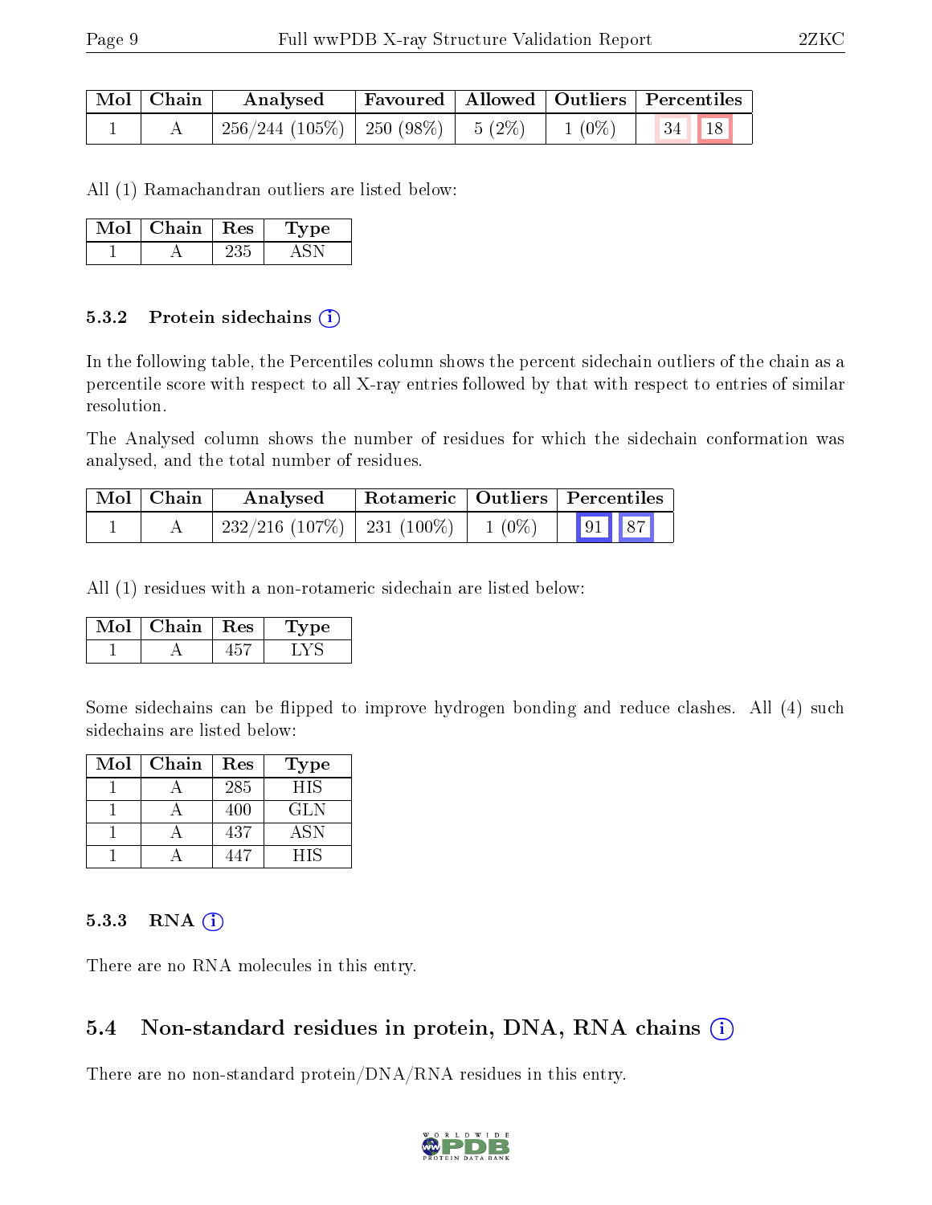| Mol | Chain | Analysed | Favoured | Allowed | Outliers | Percentiles | |
|---|---|---|---|---|---|---|---|
| 1 | A | 256/244 (105%) | 250 (98%) | 5 (2%) | 1 (0%) | 34 | 18 |

All (1) Ramachandran outliers are listed below:

| Mol | Chain | Res | Type |
|---|---|---|---|
| 1 | A | 235 | ASN |

### 5.3.2 Protein sidechains

In the following table, the Percentiles column shows the percent sidechain outliers of the chain as a percentile score with respect to all X-ray entries followed by that with respect to entries of similar resolution.

The Analysed column shows the number of residues for which the sidechain conformation was analysed, and the total number of residues.

| Mol | Chain | Analysed | Rotameric | Outliers | Percentiles | |
|---|---|---|---|---|---|---|
| 1 | A | 232/216 (107%) | 231 (100%) | 1 (0%) | 91 | 87 |

All (1) residues with a non-rotameric sidechain are listed below:

| Mol | Chain | Res | Type |
|---|---|---|---|
| 1 | A | 457 | LYS |

Some sidechains can be flipped to improve hydrogen bonding and reduce clashes. All (4) such sidechains are listed below:

| Mol | Chain | Res | Type |
|---|---|---|---|
| 1 | A | 285 | HIS |
| 1 | A | 400 | GLN |
| 1 | A | 437 | ASN |
| 1 | A | 447 | HIS |

### 5.3.3 RNA

There are no RNA molecules in this entry.

## 5.4 Non-standard residues in protein, DNA, RNA chains

There are no non-standard protein/DNA/RNA residues in this entry.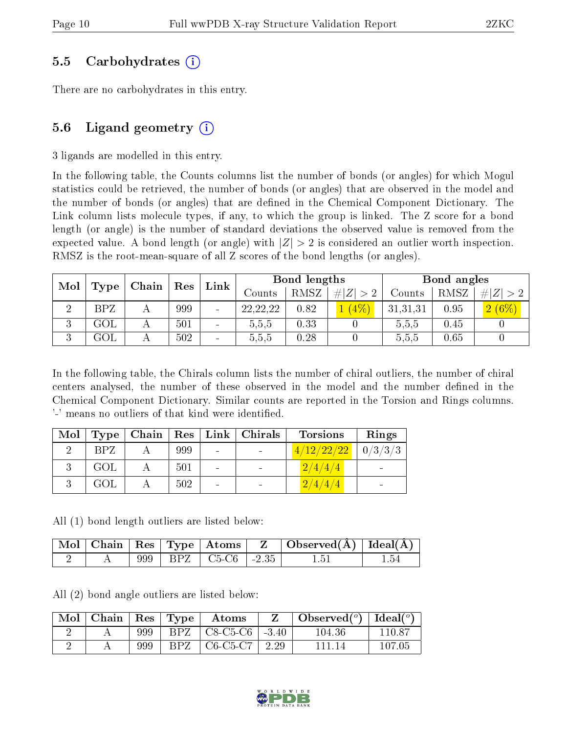### 5.5 Carbohydrates (i)

There are no carbohydrates in this entry.

### 5.6 Ligand geometry (i)

3 ligands are modelled in this entry.

In the following table, the Counts columns list the number of bonds (or angles) for which Mogul statistics could be retrieved, the number of bonds (or angles) that are observed in the model and the number of bonds (or angles) that are defined in the Chemical Component Dictionary. The Link column lists molecule types, if any, to which the group is linked. The Z score for a bond length (or angle) is the number of standard deviations the observed value is removed from the expected value. A bond length (or angle) with $|Z| > 2$ is considered an outlier worth inspection. RMSZ is the root-mean-square of all Z scores of the bond lengths (or angles).

| Mol | Type | Chain | Res | Link | Bond lengths | | | Bond angles | | |
|---|---|---|---|---|---|---|---|---|---|---|
| | | | | | Counts | RMSZ | $\#\|Z\| > 2$ | Counts | RMSZ | $\#\|Z\| > 2$ |
| 2 | BPZ | A | 999 | - | 22,22,22 | 0.82 | 1 (4%) | 31,31,31 | 0.95 | 2 (6%) |
| 3 | GOL | A | 501 | - | 5,5,5 | 0.33 | 0 | 5,5,5 | 0.45 | 0 |
| 3 | GOL | A | 502 | - | 5,5,5 | 0.28 | 0 | 5,5,5 | 0.65 | 0 |

In the following table, the Chirals column lists the number of chiral outliers, the number of chiral centers analysed, the number of these observed in the model and the number defined in the Chemical Component Dictionary. Similar counts are reported in the Torsion and Rings columns. '-' means no outliers of that kind were identified.

| Mol | Type | Chain | Res | Link | Chirals | Torsions | Rings |
|---|---|---|---|---|---|---|---|
| 2 | BPZ | A | 999 | - | - | 4/12/22/22 | 0/3/3/3 |
| 3 | GOL | A | 501 | - | - | 2/4/4/4 | - |
| 3 | GOL | A | 502 | - | - | 2/4/4/4 | - |

All (1) bond length outliers are listed below:

| Mol | Chain | Res | Type | Atoms | Z | Observed(Å) | Ideal(Å) |
|---|---|---|---|---|---|---|---|
| 2 | A | 999 | BPZ | C5-C6 | -2.35 | 1.51 | 1.54 |

All (2) bond angle outliers are listed below:

| Mol | Chain | Res | Type | Atoms | Z | Observed(°) | Ideal(°) |
|---|---|---|---|---|---|---|---|
| 2 | A | 999 | BPZ | C8-C5-C6 | -3.40 | 104.36 | 110.87 |
| 2 | A | 999 | BPZ | C6-C5-C7 | 2.29 | 111.14 | 107.05 |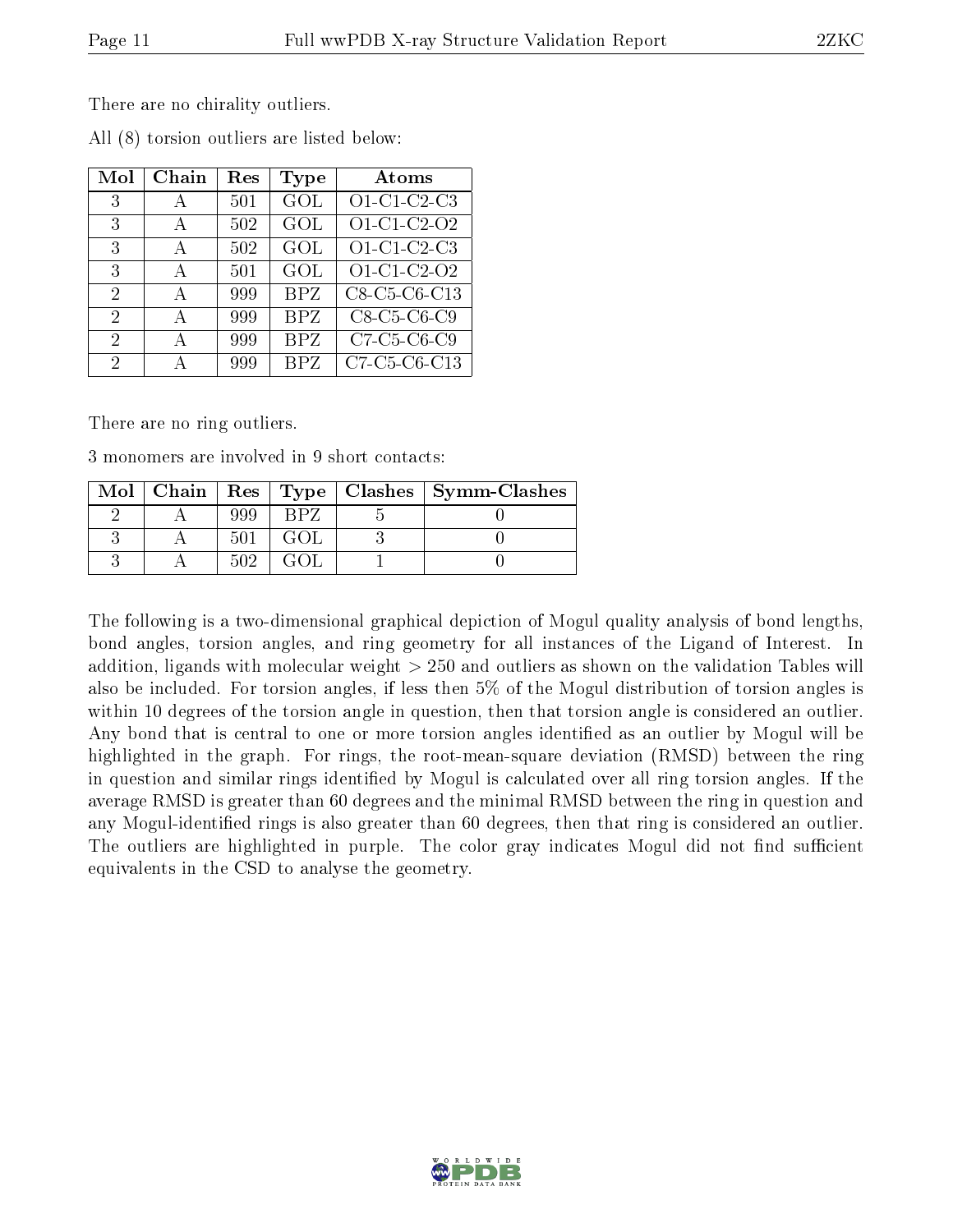There are no chirality outliers.

All (8) torsion outliers are listed below:

| Mol | Chain | Res | Type | Atoms |
|---|---|---|---|---|
| 3 | A | 501 | GOL | O1-C1-C2-C3 |
| 3 | A | 502 | GOL | O1-C1-C2-O2 |
| 3 | A | 502 | GOL | O1-C1-C2-C3 |
| 3 | A | 501 | GOL | O1-C1-C2-O2 |
| 2 | A | 999 | BPZ | C8-C5-C6-C13 |
| 2 | A | 999 | BPZ | C8-C5-C6-C9 |
| 2 | A | 999 | BPZ | C7-C5-C6-C9 |
| 2 | A | 999 | BPZ | C7-C5-C6-C13 |

There are no ring outliers.

3 monomers are involved in 9 short contacts:

| Mol | Chain | Res | Type | Clashes | Symm-Clashes |
|---|---|---|---|---|---|
| 2 | A | 999 | BPZ | 5 | 0 |
| 3 | A | 501 | GOL | 3 | 0 |
| 3 | A | 502 | GOL | 1 | 0 |

The following is a two-dimensional graphical depiction of Mogul quality analysis of bond lengths, bond angles, torsion angles, and ring geometry for all instances of the Ligand of Interest. In addition, ligands with molecular weight > 250 and outliers as shown on the validation Tables will also be included. For torsion angles, if less then 5% of the Mogul distribution of torsion angles is within 10 degrees of the torsion angle in question, then that torsion angle is considered an outlier. Any bond that is central to one or more torsion angles identified as an outlier by Mogul will be highlighted in the graph. For rings, the root-mean-square deviation (RMSD) between the ring in question and similar rings identified by Mogul is calculated over all ring torsion angles. If the average RMSD is greater than 60 degrees and the minimal RMSD between the ring in question and any Mogul-identified rings is also greater than 60 degrees, then that ring is considered an outlier. The outliers are highlighted in purple. The color gray indicates Mogul did not find sufficient equivalents in the CSD to analyse the geometry.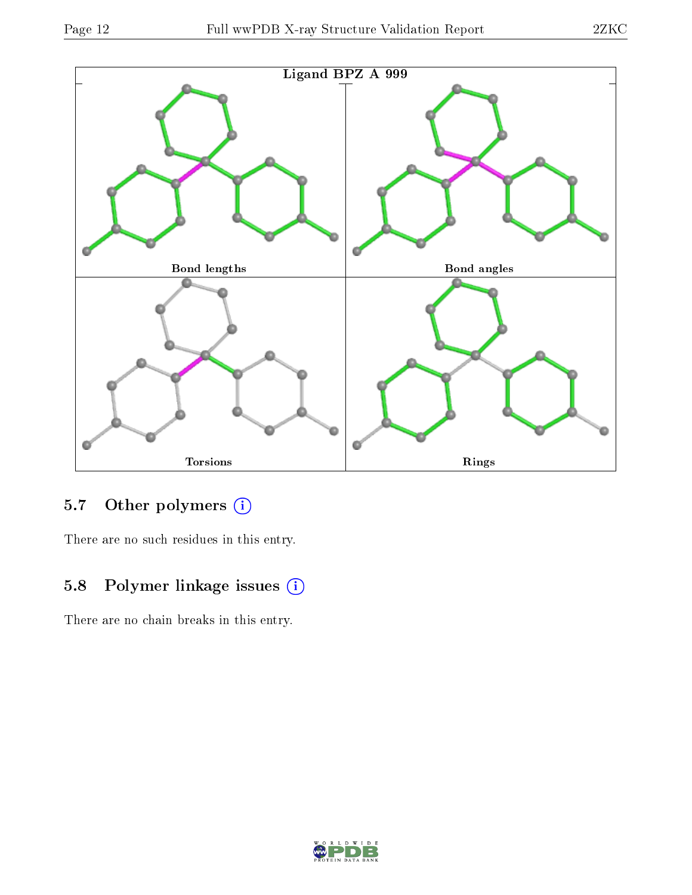Ligand BPZ A 999

Bond lengths

Bond angles

Torsions

Rings

### 5.7 Other polymers (i)

There are no such residues in this entry.

### 5.8 Polymer linkage issues (i)

There are no chain breaks in this entry.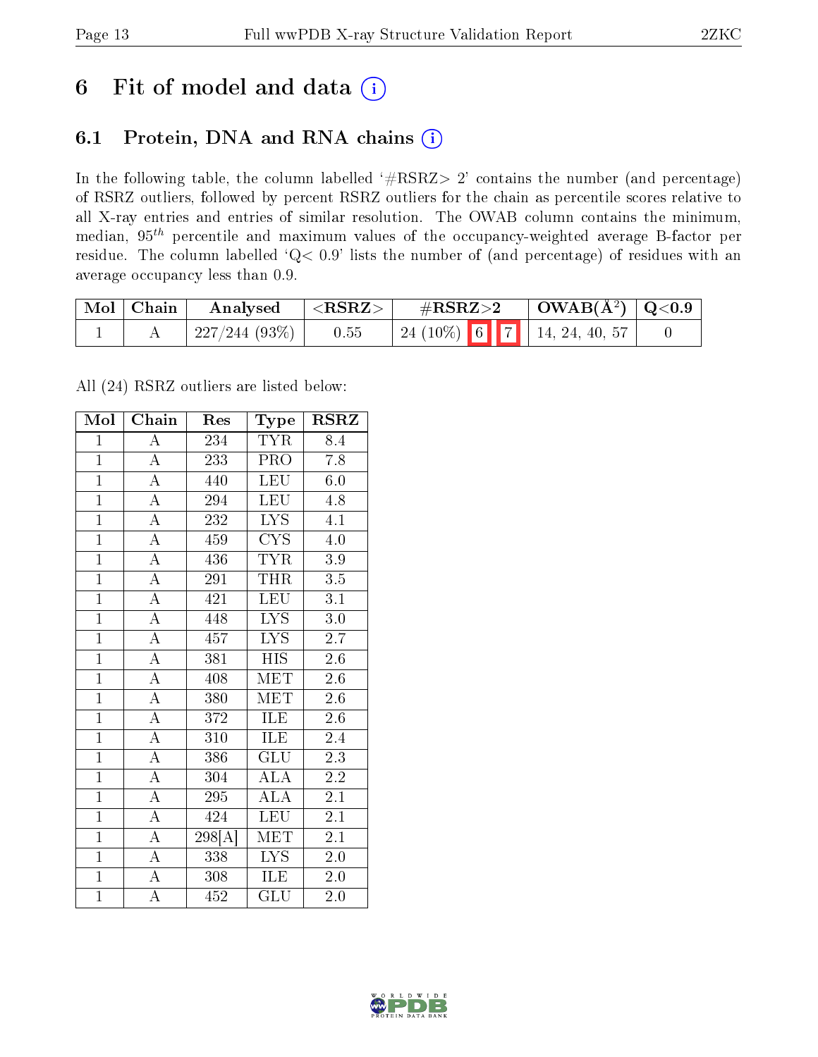# 6 Fit of model and data (i)

## 6.1 Protein, DNA and RNA chains (i)

In the following table, the column labelled '#RSRZ> 2' contains the number (and percentage) of RSRZ outliers, followed by percent RSRZ outliers for the chain as percentile scores relative to all X-ray entries and entries of similar resolution. The OWAB column contains the minimum, median, $95^{th}$ percentile and maximum values of the occupancy-weighted average B-factor per residue. The column labelled 'Q< 0.9' lists the number of (and percentage) of residues with an average occupancy less than 0.9.

| Mol | Chain | Analysed | <RSRZ> | #RSRZ>2 | OWAB(Å$^2$) | Q<0.9 |
|---|---|---|---|---|---|---|
| 1 | A | 227/244 (93%) | 0.55 | 24 (10%) 6 7 | 14, 24, 40, 57 | 0 |

All (24) RSRZ outliers are listed below:

| Mol | Chain | Res | Type | RSRZ |
|---|---|---|---|---|
| 1 | A | 234 | TYR | 8.4 |
| 1 | A | 233 | PRO | 7.8 |
| 1 | A | 440 | LEU | 6.0 |
| 1 | A | 294 | LEU | 4.8 |
| 1 | A | 232 | LYS | 4.1 |
| 1 | A | 459 | CYS | 4.0 |
| 1 | A | 436 | TYR | 3.9 |
| 1 | A | 291 | THR | 3.5 |
| 1 | A | 421 | LEU | 3.1 |
| 1 | A | 448 | LYS | 3.0 |
| 1 | A | 457 | LYS | 2.7 |
| 1 | A | 381 | HIS | 2.6 |
| 1 | A | 408 | MET | 2.6 |
| 1 | A | 380 | MET | 2.6 |
| 1 | A | 372 | ILE | 2.6 |
| 1 | A | 310 | ILE | 2.4 |
| 1 | A | 386 | GLU | 2.3 |
| 1 | A | 304 | ALA | 2.2 |
| 1 | A | 295 | ALA | 2.1 |
| 1 | A | 424 | LEU | 2.1 |
| 1 | A | 298[A] | MET | 2.1 |
| 1 | A | 338 | LYS | 2.0 |
| 1 | A | 308 | ILE | 2.0 |
| 1 | A | 452 | GLU | 2.0 |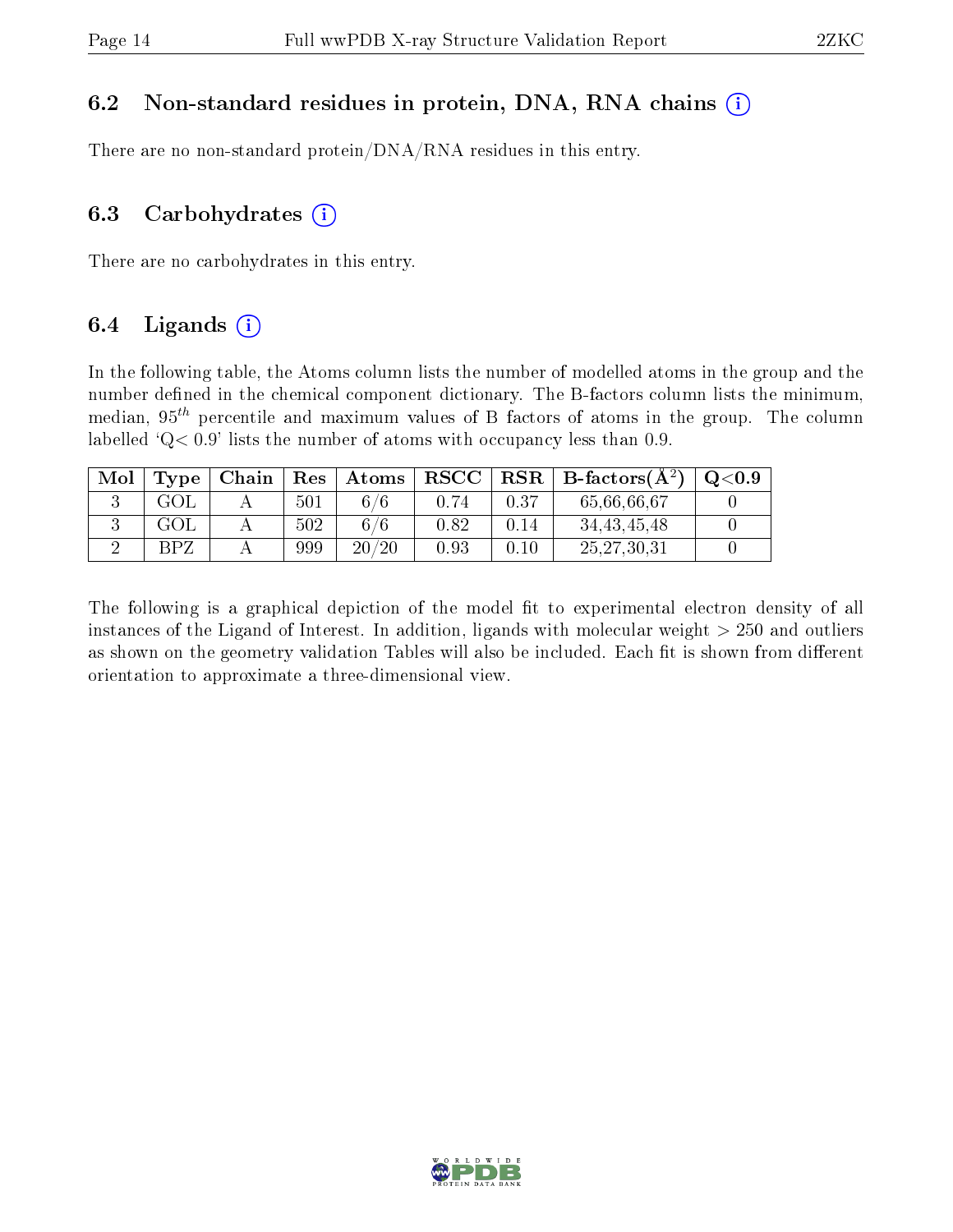### 6.2 Non-standard residues in protein, DNA, RNA chains (i)

There are no non-standard protein/DNA/RNA residues in this entry.

### 6.3 Carbohydrates (i)

There are no carbohydrates in this entry.

### 6.4 Ligands (i)

In the following table, the Atoms column lists the number of modelled atoms in the group and the number defined in the chemical component dictionary. The B-factors column lists the minimum, median, $95^{th}$ percentile and maximum values of B factors of atoms in the group. The column labelled 'Q< 0.9' lists the number of atoms with occupancy less than 0.9.

| Mol | Type | Chain | Res | Atoms | RSCC | RSR | B-factors($Å^2$) | Q<0.9 |
|---|---|---|---|---|---|---|---|---|
| 3 | GOL | A | 501 | 6/6 | 0.74 | 0.37 | 65,66,66,67 | 0 |
| 3 | GOL | A | 502 | 6/6 | 0.82 | 0.14 | 34,43,45,48 | 0 |
| 2 | BPZ | A | 999 | 20/20 | 0.93 | 0.10 | 25,27,30,31 | 0 |

The following is a graphical depiction of the model fit to experimental electron density of all instances of the Ligand of Interest. In addition, ligands with molecular weight > 250 and outliers as shown on the geometry validation Tables will also be included. Each fit is shown from different orientation to approximate a three-dimensional view.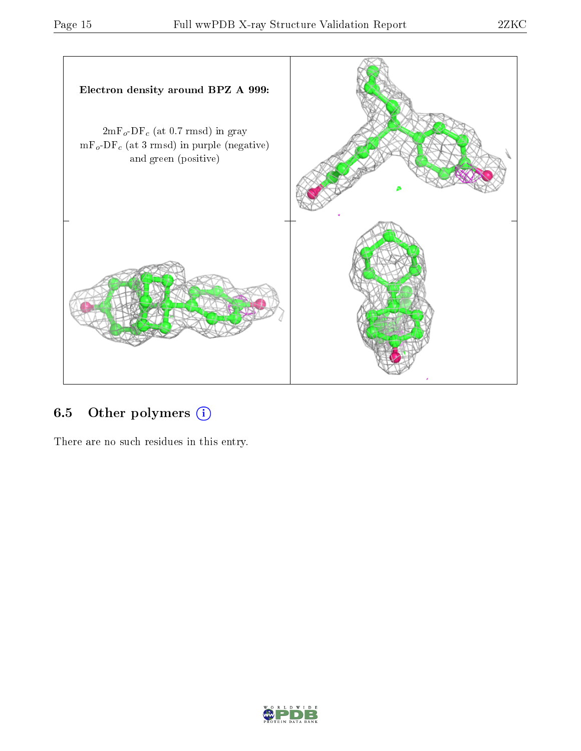**Electron density around BPZ A 999:**

$2mF_o$-$DF_c$ (at 0.7 rmsd) in gray
$mF_o$-$DF_c$ (at 3 rmsd) in purple (negative)
and green (positive)

## 6.5 Other polymers

There are no such residues in this entry.